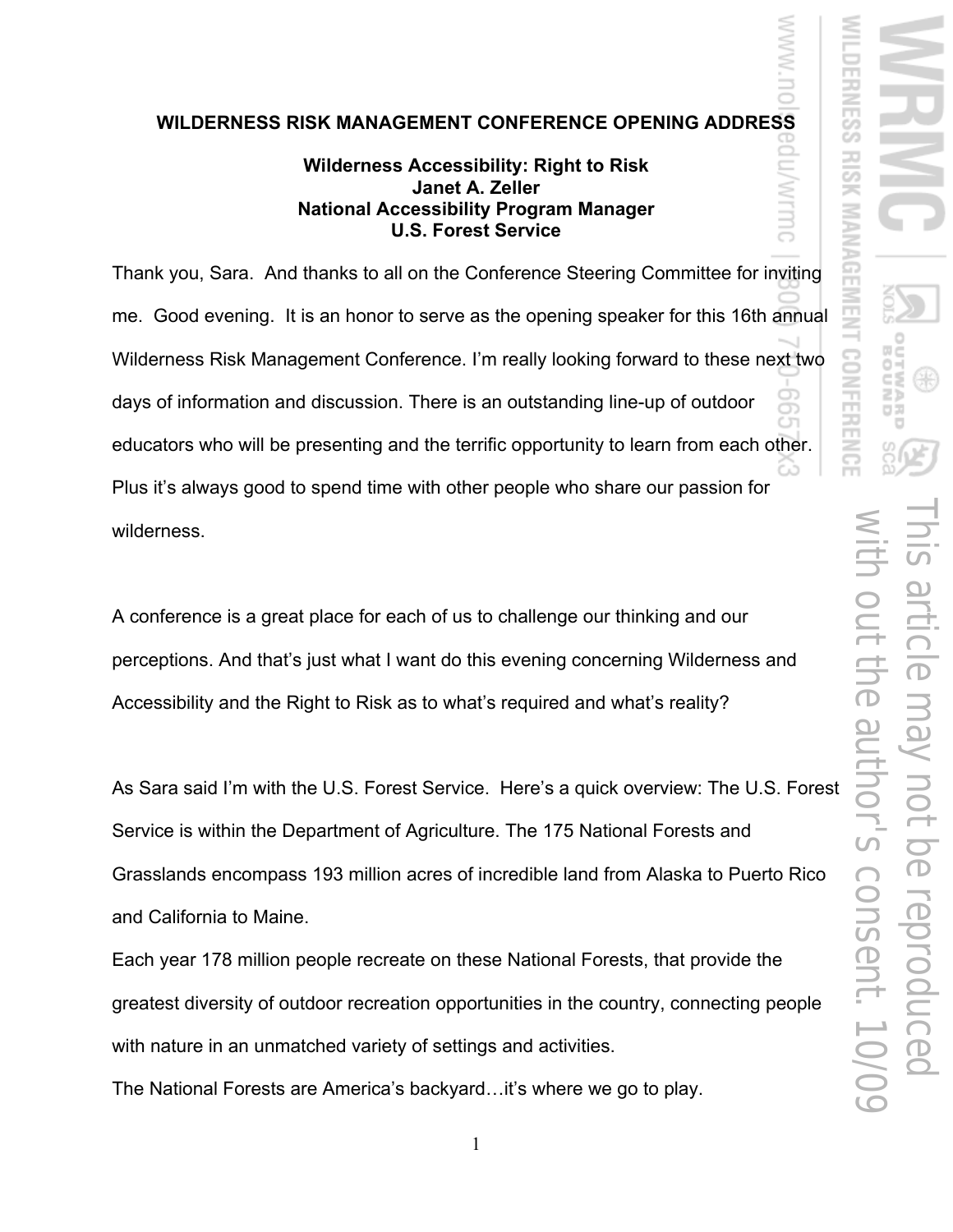# WILDERNESS RISK MANAGEMENT CONFERENCE OPENING ADDRESS

**Wilderness Accessibility: Right to Risk**
**Janet A. Zeller**
**National Accessibility Program Manager**
**U.S. Forest Service**

Thank you, Sara. And thanks to all on the Conference Steering Committee for inviting me. Good evening. It is an honor to serve as the opening speaker for this 16th annual Wilderness Risk Management Conference. I'm really looking forward to these next two days of information and discussion. There is an outstanding line-up of outdoor educators who will be presenting and the terrific opportunity to learn from each other. Plus it's always good to spend time with other people who share our passion for wilderness.

A conference is a great place for each of us to challenge our thinking and our perceptions. And that's just what I want do this evening concerning Wilderness and Accessibility and the Right to Risk as to what's required and what's reality?

As Sara said I'm with the U.S. Forest Service. Here's a quick overview: The U.S. Forest Service is within the Department of Agriculture. The 175 National Forests and Grasslands encompass 193 million acres of incredible land from Alaska to Puerto Rico and California to Maine.

Each year 178 million people recreate on these National Forests, that provide the greatest diversity of outdoor recreation opportunities in the country, connecting people with nature in an unmatched variety of settings and activities.

The National Forests are America's backyard…it's where we go to play.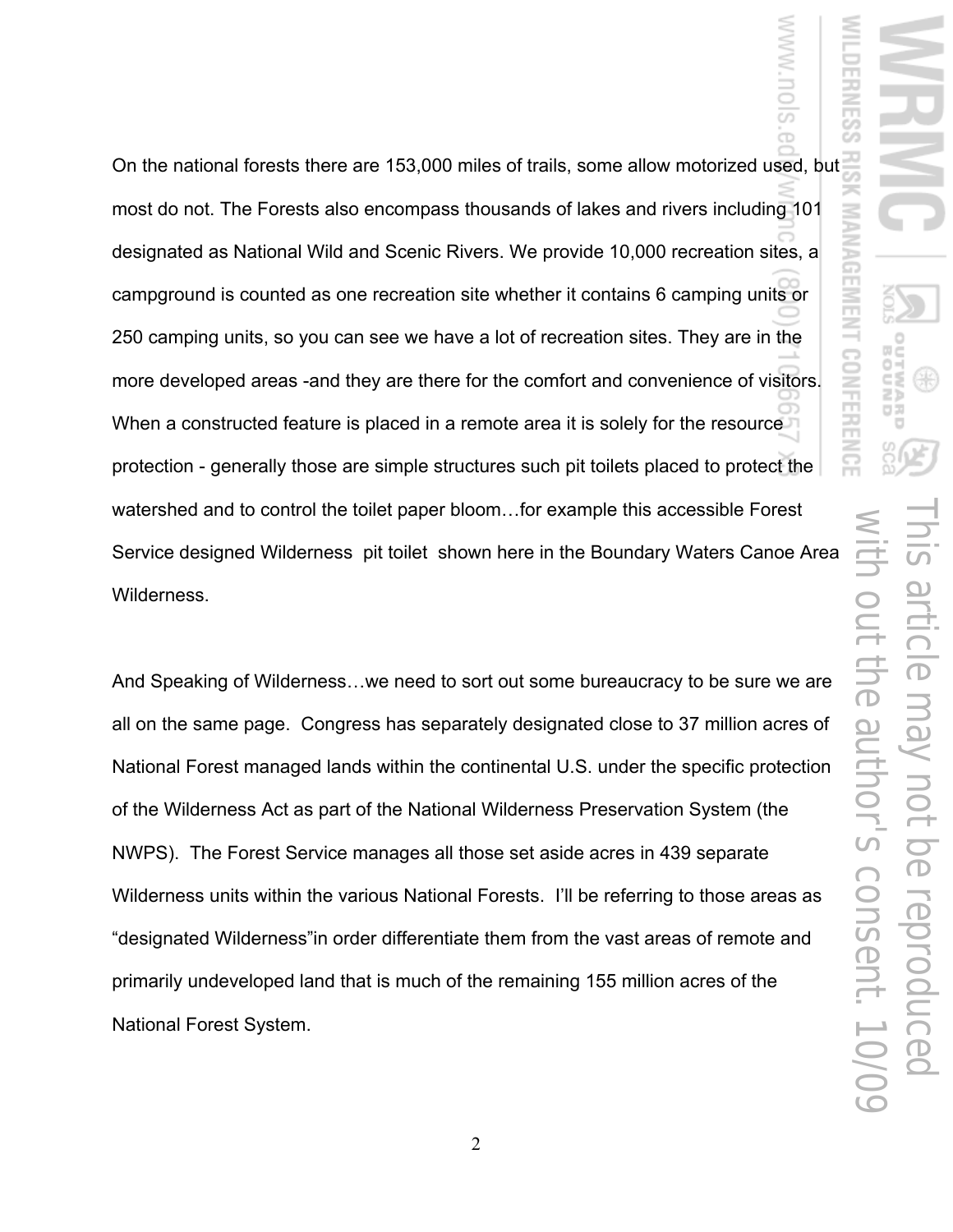On the national forests there are 153,000 miles of trails, some allow motorized used, but most do not. The Forests also encompass thousands of lakes and rivers including 101 designated as National Wild and Scenic Rivers. We provide 10,000 recreation sites, a campground is counted as one recreation site whether it contains 6 camping units or 250 camping units, so you can see we have a lot of recreation sites. They are in the more developed areas -and they are there for the comfort and convenience of visitors. When a constructed feature is placed in a remote area it is solely for the resource protection - generally those are simple structures such pit toilets placed to protect the watershed and to control the toilet paper bloom…for example this accessible Forest Service designed Wilderness pit toilet shown here in the Boundary Waters Canoe Area Wilderness.

And Speaking of Wilderness…we need to sort out some bureaucracy to be sure we are all on the same page. Congress has separately designated close to 37 million acres of National Forest managed lands within the continental U.S. under the specific protection of the Wilderness Act as part of the National Wilderness Preservation System (the NWPS). The Forest Service manages all those set aside acres in 439 separate Wilderness units within the various National Forests. I'll be referring to those areas as "designated Wilderness"in order differentiate them from the vast areas of remote and primarily undeveloped land that is much of the remaining 155 million acres of the National Forest System.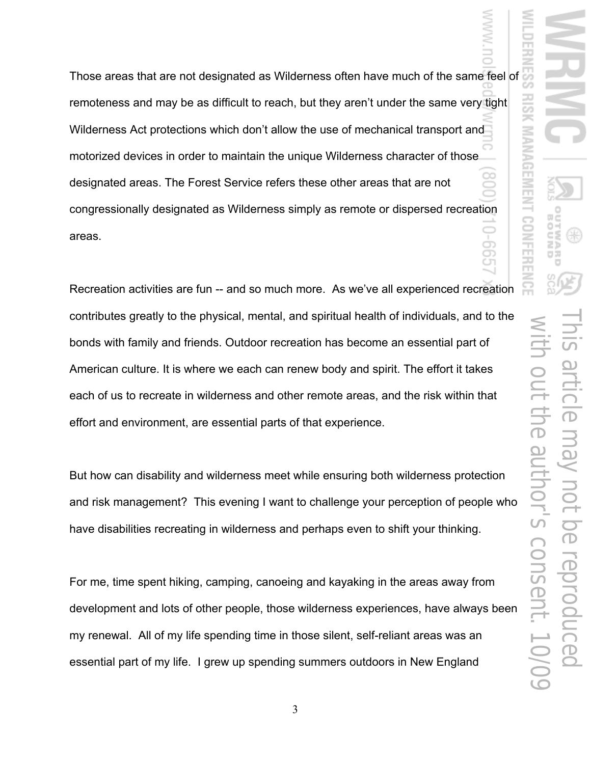Those areas that are not designated as Wilderness often have much of the same feel of remoteness and may be as difficult to reach, but they aren't under the same very tight Wilderness Act protections which don't allow the use of mechanical transport and motorized devices in order to maintain the unique Wilderness character of those designated areas. The Forest Service refers these other areas that are not congressionally designated as Wilderness simply as remote or dispersed recreation areas.

Recreation activities are fun -- and so much more. As we've all experienced recreation contributes greatly to the physical, mental, and spiritual health of individuals, and to the bonds with family and friends. Outdoor recreation has become an essential part of American culture. It is where we each can renew body and spirit. The effort it takes each of us to recreate in wilderness and other remote areas, and the risk within that effort and environment, are essential parts of that experience.

But how can disability and wilderness meet while ensuring both wilderness protection and risk management? This evening I want to challenge your perception of people who have disabilities recreating in wilderness and perhaps even to shift your thinking.

For me, time spent hiking, camping, canoeing and kayaking in the areas away from development and lots of other people, those wilderness experiences, have always been my renewal. All of my life spending time in those silent, self-reliant areas was an essential part of my life. I grew up spending summers outdoors in New England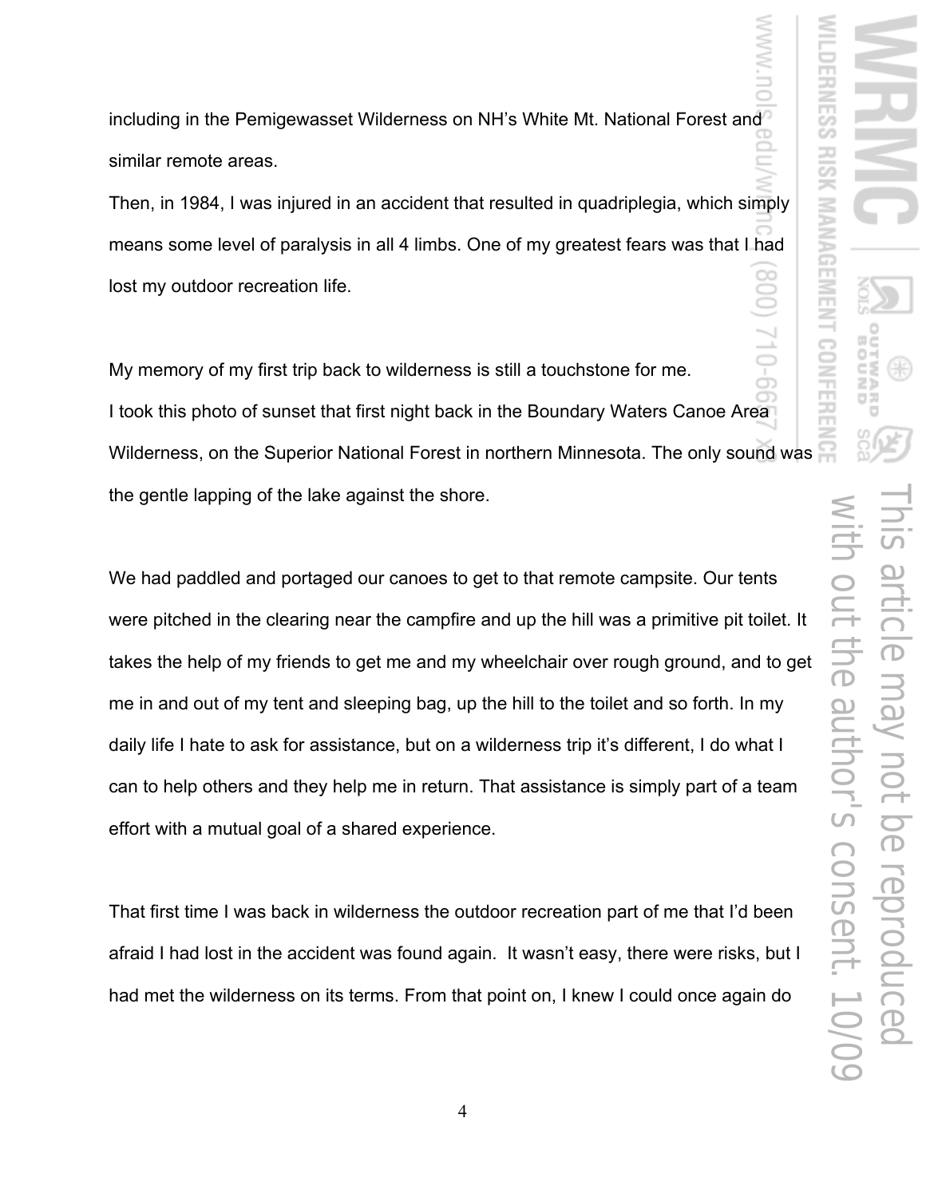including in the Pemigewasset Wilderness on NH's White Mt. National Forest and similar remote areas.

Then, in 1984, I was injured in an accident that resulted in quadriplegia, which simply means some level of paralysis in all 4 limbs. One of my greatest fears was that I had lost my outdoor recreation life.

My memory of my first trip back to wilderness is still a touchstone for me.

I took this photo of sunset that first night back in the Boundary Waters Canoe Area Wilderness, on the Superior National Forest in northern Minnesota. The only sound was the gentle lapping of the lake against the shore.

We had paddled and portaged our canoes to get to that remote campsite. Our tents were pitched in the clearing near the campfire and up the hill was a primitive pit toilet. It takes the help of my friends to get me and my wheelchair over rough ground, and to get me in and out of my tent and sleeping bag, up the hill to the toilet and so forth. In my daily life I hate to ask for assistance, but on a wilderness trip it's different, I do what I can to help others and they help me in return. That assistance is simply part of a team effort with a mutual goal of a shared experience.

That first time I was back in wilderness the outdoor recreation part of me that I'd been afraid I had lost in the accident was found again. It wasn't easy, there were risks, but I had met the wilderness on its terms. From that point on, I knew I could once again do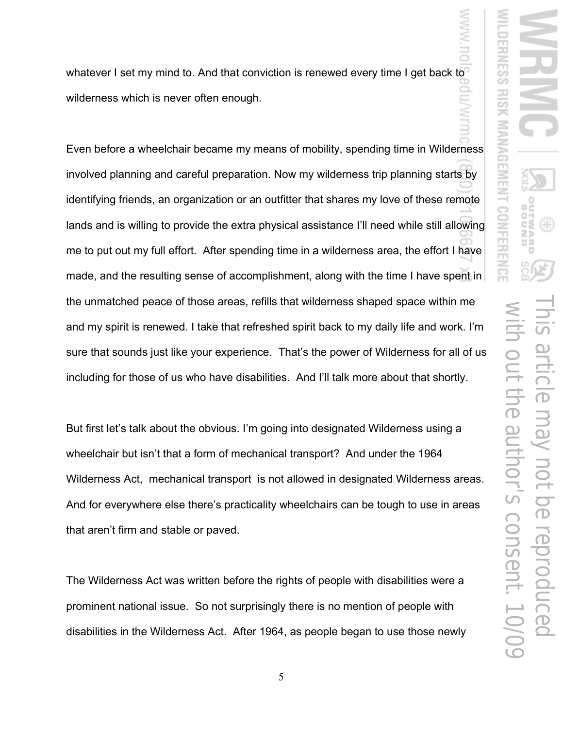whatever I set my mind to. And that conviction is renewed every time I get back to wilderness which is never often enough.

Even before a wheelchair became my means of mobility, spending time in Wilderness involved planning and careful preparation. Now my wilderness trip planning starts by identifying friends, an organization or an outfitter that shares my love of these remote lands and is willing to provide the extra physical assistance I'll need while still allowing me to put out my full effort. After spending time in a wilderness area, the effort I have made, and the resulting sense of accomplishment, along with the time I have spent in the unmatched peace of those areas, refills that wilderness shaped space within me and my spirit is renewed. I take that refreshed spirit back to my daily life and work. I'm sure that sounds just like your experience. That's the power of Wilderness for all of us including for those of us who have disabilities. And I'll talk more about that shortly.

But first let's talk about the obvious. I'm going into designated Wilderness using a wheelchair but isn't that a form of mechanical transport? And under the 1964 Wilderness Act, mechanical transport is not allowed in designated Wilderness areas. And for everywhere else there's practicality wheelchairs can be tough to use in areas that aren't firm and stable or paved.

The Wilderness Act was written before the rights of people with disabilities were a prominent national issue. So not surprisingly there is no mention of people with disabilities in the Wilderness Act. After 1964, as people began to use those newly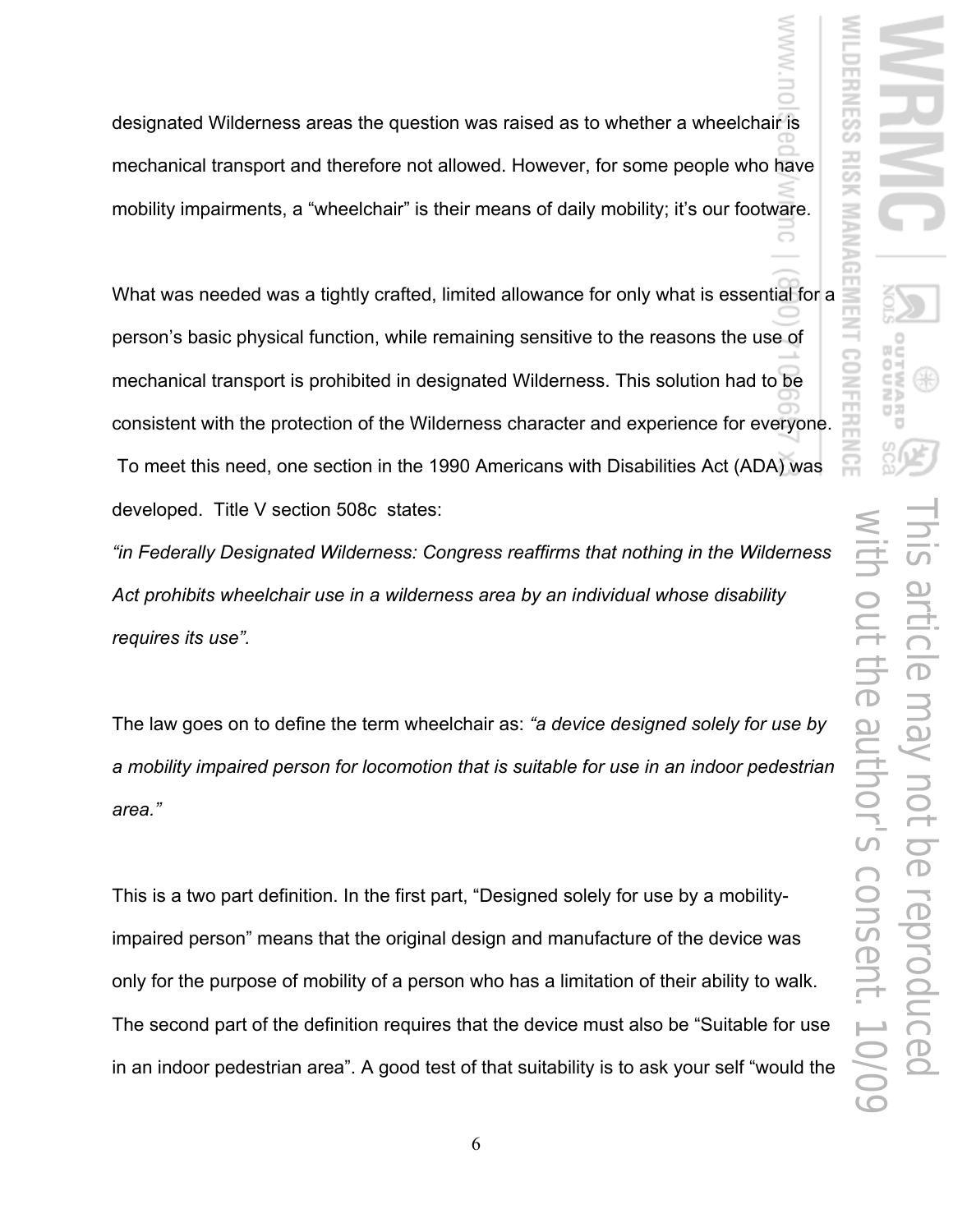designated Wilderness areas the question was raised as to whether a wheelchair is mechanical transport and therefore not allowed. However, for some people who have mobility impairments, a "wheelchair" is their means of daily mobility; it's our footware.

What was needed was a tightly crafted, limited allowance for only what is essential for a person's basic physical function, while remaining sensitive to the reasons the use of mechanical transport is prohibited in designated Wilderness. This solution had to be consistent with the protection of the Wilderness character and experience for everyone. To meet this need, one section in the 1990 Americans with Disabilities Act (ADA) was developed. Title V section 508c states:

*"in Federally Designated Wilderness: Congress reaffirms that nothing in the Wilderness Act prohibits wheelchair use in a wilderness area by an individual whose disability requires its use".*

The law goes on to define the term wheelchair as: *"a device designed solely for use by a mobility impaired person for locomotion that is suitable for use in an indoor pedestrian area."*

This is a two part definition. In the first part, "Designed solely for use by a mobility-impaired person" means that the original design and manufacture of the device was only for the purpose of mobility of a person who has a limitation of their ability to walk. The second part of the definition requires that the device must also be "Suitable for use in an indoor pedestrian area". A good test of that suitability is to ask your self "would the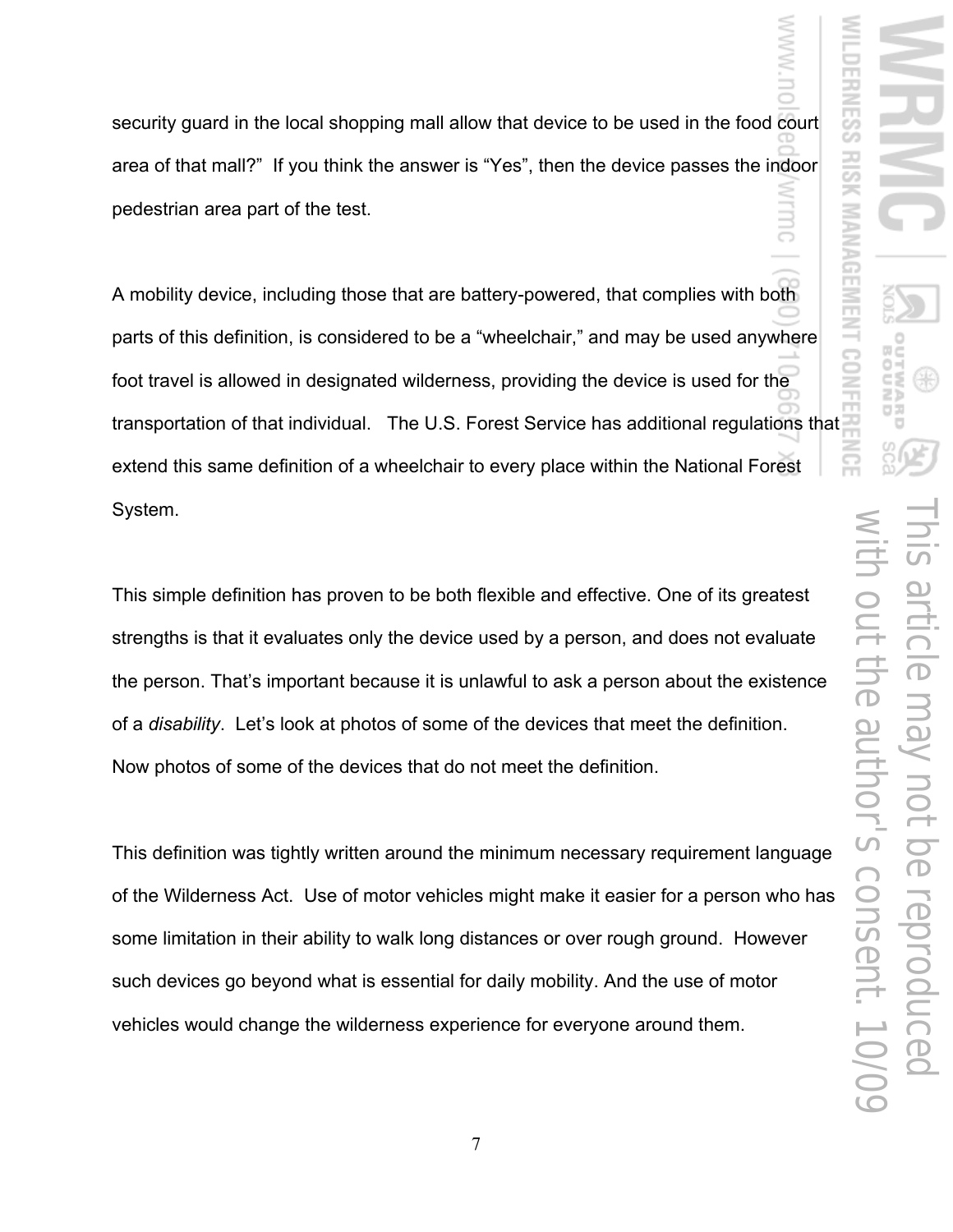security guard in the local shopping mall allow that device to be used in the food court area of that mall?" If you think the answer is "Yes", then the device passes the indoor pedestrian area part of the test.

A mobility device, including those that are battery-powered, that complies with both parts of this definition, is considered to be a "wheelchair," and may be used anywhere foot travel is allowed in designated wilderness, providing the device is used for the transportation of that individual. The U.S. Forest Service has additional regulations that extend this same definition of a wheelchair to every place within the National Forest System.

This simple definition has proven to be both flexible and effective. One of its greatest strengths is that it evaluates only the device used by a person, and does not evaluate the person. That's important because it is unlawful to ask a person about the existence of a *disability*. Let's look at photos of some of the devices that meet the definition. Now photos of some of the devices that do not meet the definition.

This definition was tightly written around the minimum necessary requirement language of the Wilderness Act. Use of motor vehicles might make it easier for a person who has some limitation in their ability to walk long distances or over rough ground. However such devices go beyond what is essential for daily mobility. And the use of motor vehicles would change the wilderness experience for everyone around them.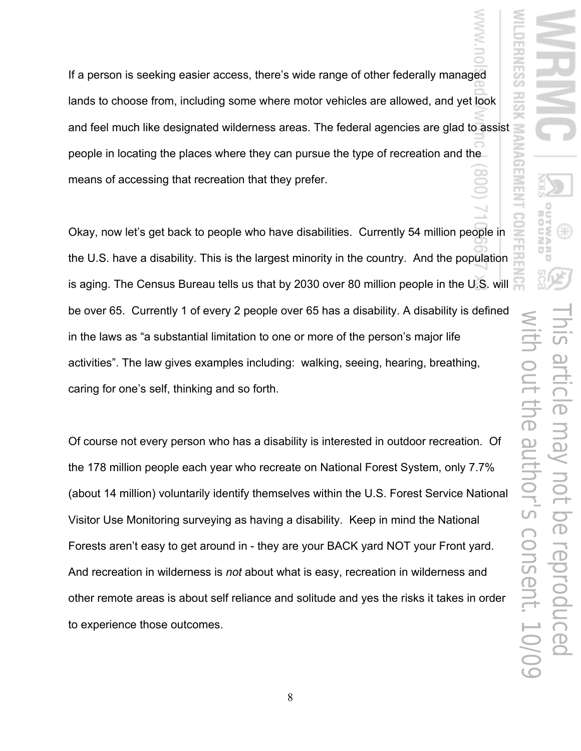If a person is seeking easier access, there's wide range of other federally managed lands to choose from, including some where motor vehicles are allowed, and yet look and feel much like designated wilderness areas. The federal agencies are glad to assist people in locating the places where they can pursue the type of recreation and the means of accessing that recreation that they prefer.

Okay, now let's get back to people who have disabilities. Currently 54 million people in the U.S. have a disability. This is the largest minority in the country. And the population is aging. The Census Bureau tells us that by 2030 over 80 million people in the U.S. will be over 65. Currently 1 of every 2 people over 65 has a disability. A disability is defined in the laws as "a substantial limitation to one or more of the person's major life activities". The law gives examples including: walking, seeing, hearing, breathing, caring for one's self, thinking and so forth.

Of course not every person who has a disability is interested in outdoor recreation. Of the 178 million people each year who recreate on National Forest System, only 7.7% (about 14 million) voluntarily identify themselves within the U.S. Forest Service National Visitor Use Monitoring surveying as having a disability. Keep in mind the National Forests aren't easy to get around in - they are your BACK yard NOT your Front yard. And recreation in wilderness is *not* about what is easy, recreation in wilderness and other remote areas is about self reliance and solitude and yes the risks it takes in order to experience those outcomes.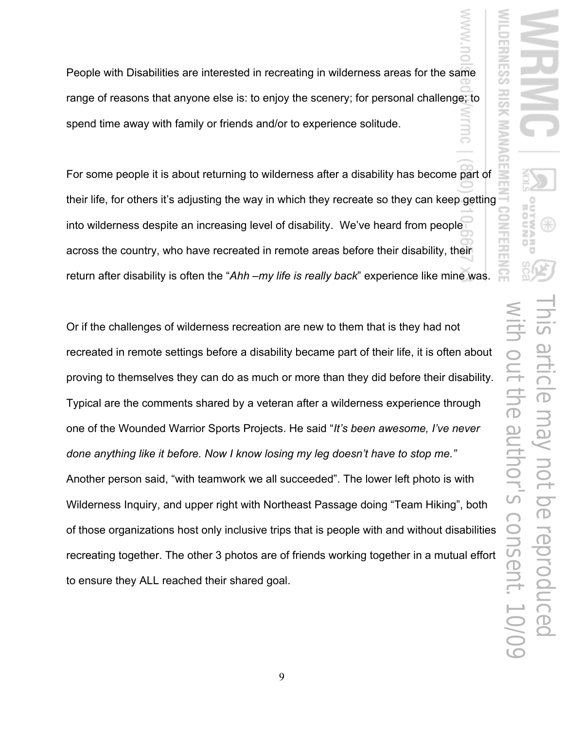People with Disabilities are interested in recreating in wilderness areas for the same range of reasons that anyone else is: to enjoy the scenery; for personal challenge; to spend time away with family or friends and/or to experience solitude.

For some people it is about returning to wilderness after a disability has become part of their life, for others it's adjusting the way in which they recreate so they can keep getting into wilderness despite an increasing level of disability. We've heard from people across the country, who have recreated in remote areas before their disability, their return after disability is often the "*Ahh –my life is really back*" experience like mine was.

Or if the challenges of wilderness recreation are new to them that is they had not recreated in remote settings before a disability became part of their life, it is often about proving to themselves they can do as much or more than they did before their disability. Typical are the comments shared by a veteran after a wilderness experience through one of the Wounded Warrior Sports Projects. He said "*It's been awesome, I've never done anything like it before. Now I know losing my leg doesn't have to stop me."* Another person said, "with teamwork we all succeeded". The lower left photo is with Wilderness Inquiry, and upper right with Northeast Passage doing "Team Hiking", both of those organizations host only inclusive trips that is people with and without disabilities recreating together. The other 3 photos are of friends working together in a mutual effort to ensure they ALL reached their shared goal.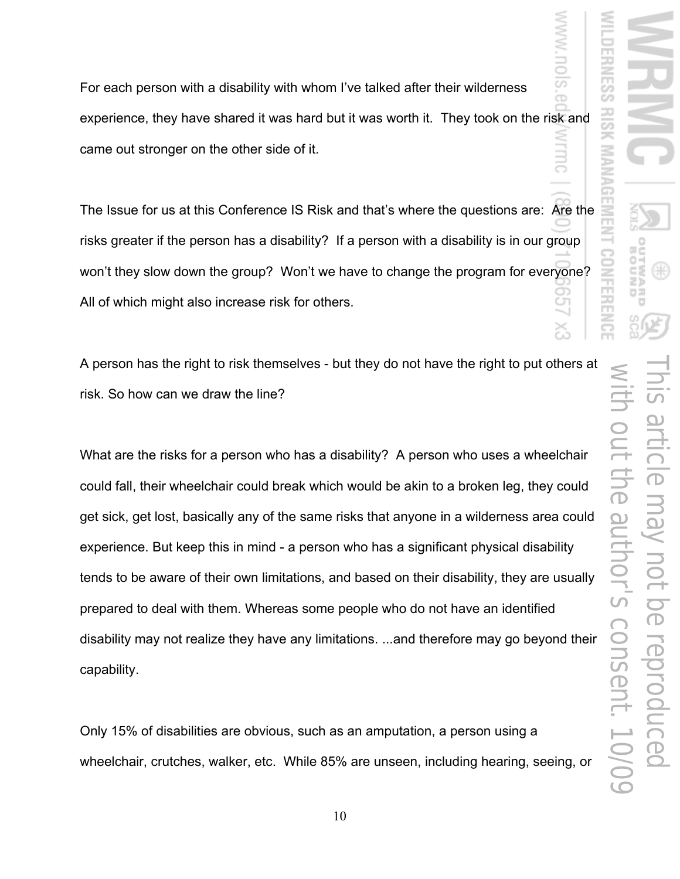For each person with a disability with whom I've talked after their wilderness experience, they have shared it was hard but it was worth it. They took on the risk and came out stronger on the other side of it.

The Issue for us at this Conference IS Risk and that's where the questions are: Are the risks greater if the person has a disability? If a person with a disability is in our group won't they slow down the group? Won't we have to change the program for everyone? All of which might also increase risk for others.

A person has the right to risk themselves - but they do not have the right to put others at risk. So how can we draw the line?

What are the risks for a person who has a disability? A person who uses a wheelchair could fall, their wheelchair could break which would be akin to a broken leg, they could get sick, get lost, basically any of the same risks that anyone in a wilderness area could experience. But keep this in mind - a person who has a significant physical disability tends to be aware of their own limitations, and based on their disability, they are usually prepared to deal with them. Whereas some people who do not have an identified disability may not realize they have any limitations. ...and therefore may go beyond their capability.

Only 15% of disabilities are obvious, such as an amputation, a person using a wheelchair, crutches, walker, etc. While 85% are unseen, including hearing, seeing, or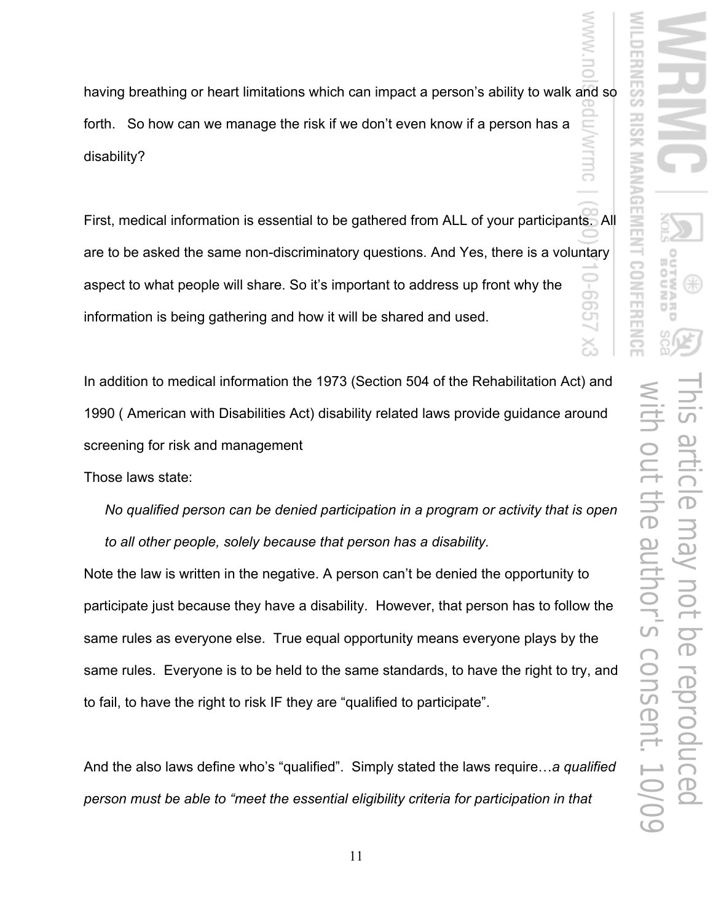having breathing or heart limitations which can impact a person's ability to walk and so forth. So how can we manage the risk if we don't even know if a person has a disability?

First, medical information is essential to be gathered from ALL of your participants. All are to be asked the same non-discriminatory questions. And Yes, there is a voluntary aspect to what people will share. So it's important to address up front why the information is being gathering and how it will be shared and used.

In addition to medical information the 1973 (Section 504 of the Rehabilitation Act) and 1990 ( American with Disabilities Act) disability related laws provide guidance around screening for risk and management

Those laws state:

> *No qualified person can be denied participation in a program or activity that is open to all other people, solely because that person has a disability.*

Note the law is written in the negative. A person can't be denied the opportunity to participate just because they have a disability. However, that person has to follow the same rules as everyone else. True equal opportunity means everyone plays by the same rules. Everyone is to be held to the same standards, to have the right to try, and to fail, to have the right to risk IF they are "qualified to participate".

And the also laws define who's "qualified". Simply stated the laws require…*a qualified person must be able to "meet the essential eligibility criteria for participation in that*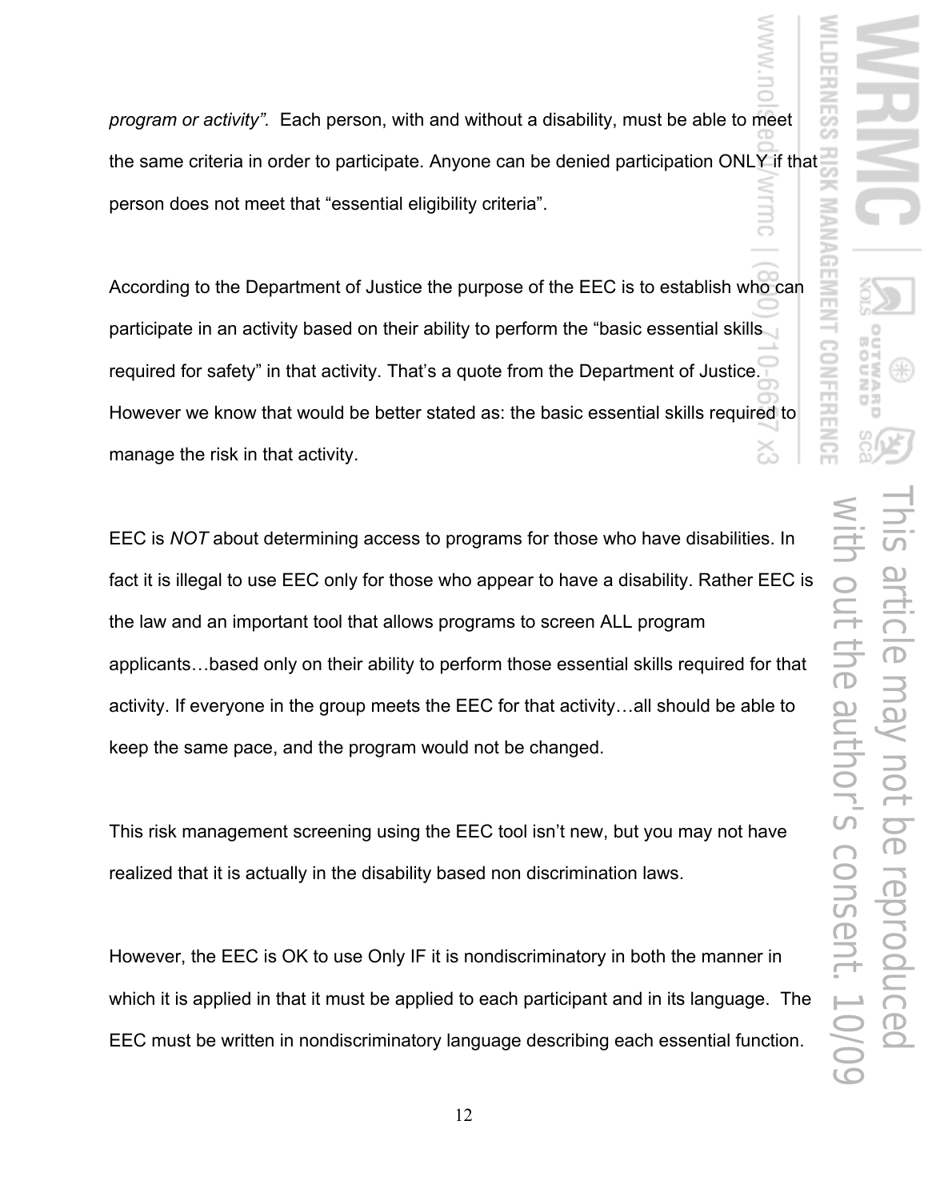*program or activity".* Each person, with and without a disability, must be able to meet the same criteria in order to participate. Anyone can be denied participation ONLY if that person does not meet that "essential eligibility criteria".

According to the Department of Justice the purpose of the EEC is to establish who can participate in an activity based on their ability to perform the "basic essential skills required for safety" in that activity. That's a quote from the Department of Justice. However we know that would be better stated as: the basic essential skills required to manage the risk in that activity.

EEC is *NOT* about determining access to programs for those who have disabilities. In fact it is illegal to use EEC only for those who appear to have a disability. Rather EEC is the law and an important tool that allows programs to screen ALL program applicants…based only on their ability to perform those essential skills required for that activity. If everyone in the group meets the EEC for that activity…all should be able to keep the same pace, and the program would not be changed.

This risk management screening using the EEC tool isn't new, but you may not have realized that it is actually in the disability based non discrimination laws.

However, the EEC is OK to use Only IF it is nondiscriminatory in both the manner in which it is applied in that it must be applied to each participant and in its language. The EEC must be written in nondiscriminatory language describing each essential function.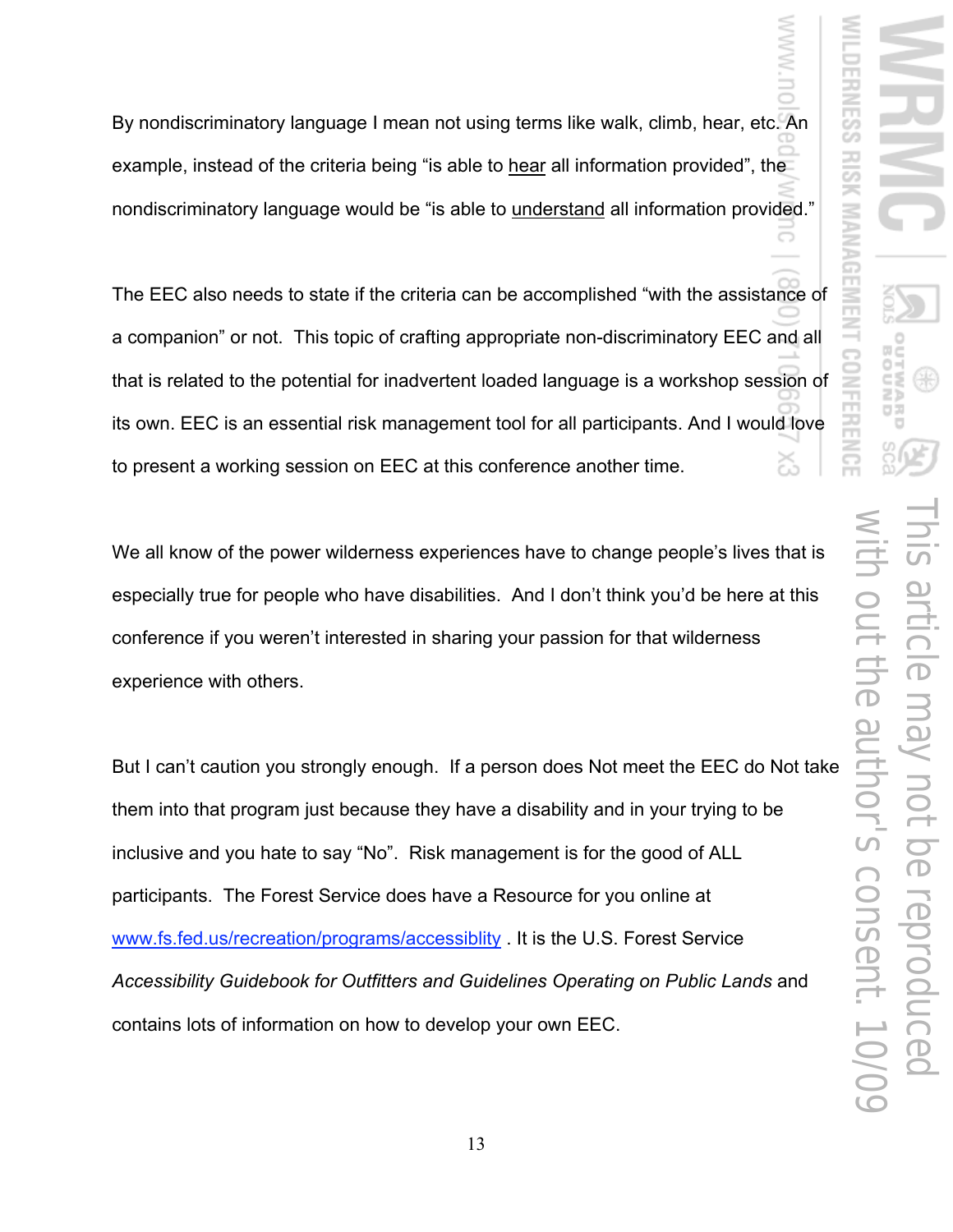By nondiscriminatory language I mean not using terms like walk, climb, hear, etc. An example, instead of the criteria being “is able to <u>hear</u> all information provided”, the nondiscriminatory language would be “is able to <u>understand</u> all information provided.”

The EEC also needs to state if the criteria can be accomplished “with the assistance of a companion” or not. This topic of crafting appropriate non-discriminatory EEC and all that is related to the potential for inadvertent loaded language is a workshop session of its own. EEC is an essential risk management tool for all participants. And I would love to present a working session on EEC at this conference another time.

We all know of the power wilderness experiences have to change people’s lives that is especially true for people who have disabilities. And I don’t think you’d be here at this conference if you weren’t interested in sharing your passion for that wilderness experience with others.

But I can’t caution you strongly enough. If a person does Not meet the EEC do Not take them into that program just because they have a disability and in your trying to be inclusive and you hate to say “No”. Risk management is for the good of ALL participants. The Forest Service does have a Resource for you online at [www.fs.fed.us/recreation/programs/accessiblity](www.fs.fed.us/recreation/programs/accessiblity) . It is the U.S. Forest Service *Accessibility Guidebook for Outfitters and Guidelines Operating on Public Lands* and contains lots of information on how to develop your own EEC.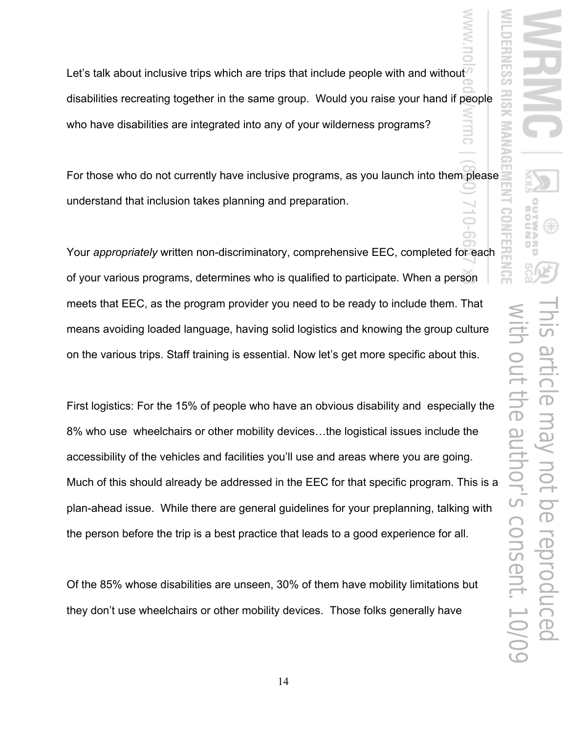Let's talk about inclusive trips which are trips that include people with and without disabilities recreating together in the same group. Would you raise your hand if people who have disabilities are integrated into any of your wilderness programs?

For those who do not currently have inclusive programs, as you launch into them please understand that inclusion takes planning and preparation.

Your *appropriately* written non-discriminatory, comprehensive EEC, completed for each of your various programs, determines who is qualified to participate. When a person meets that EEC, as the program provider you need to be ready to include them. That means avoiding loaded language, having solid logistics and knowing the group culture on the various trips. Staff training is essential. Now let's get more specific about this.

First logistics: For the 15% of people who have an obvious disability and especially the 8% who use wheelchairs or other mobility devices…the logistical issues include the accessibility of the vehicles and facilities you'll use and areas where you are going. Much of this should already be addressed in the EEC for that specific program. This is a plan-ahead issue. While there are general guidelines for your preplanning, talking with the person before the trip is a best practice that leads to a good experience for all.

Of the 85% whose disabilities are unseen, 30% of them have mobility limitations but they don't use wheelchairs or other mobility devices. Those folks generally have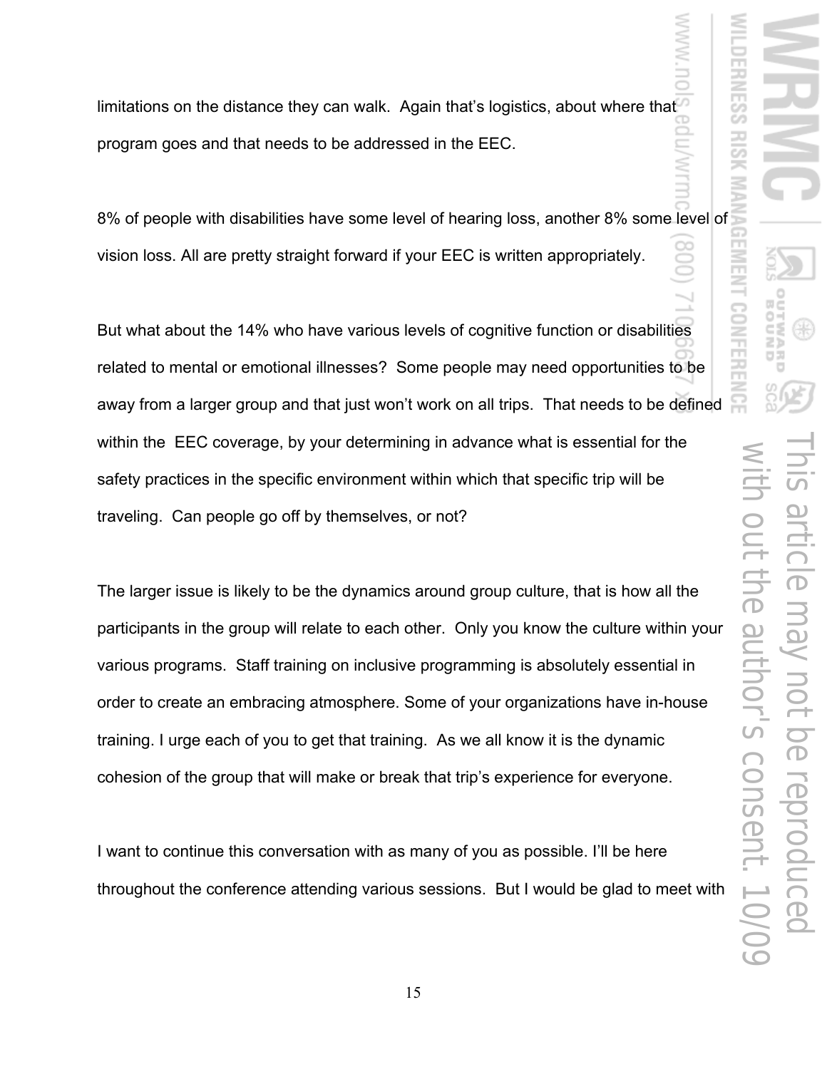limitations on the distance they can walk. Again that's logistics, about where that program goes and that needs to be addressed in the EEC.

8% of people with disabilities have some level of hearing loss, another 8% some level of vision loss. All are pretty straight forward if your EEC is written appropriately.

But what about the 14% who have various levels of cognitive function or disabilities related to mental or emotional illnesses? Some people may need opportunities to be away from a larger group and that just won't work on all trips. That needs to be defined within the EEC coverage, by your determining in advance what is essential for the safety practices in the specific environment within which that specific trip will be traveling. Can people go off by themselves, or not?

The larger issue is likely to be the dynamics around group culture, that is how all the participants in the group will relate to each other. Only you know the culture within your various programs. Staff training on inclusive programming is absolutely essential in order to create an embracing atmosphere. Some of your organizations have in-house training. I urge each of you to get that training. As we all know it is the dynamic cohesion of the group that will make or break that trip's experience for everyone.

I want to continue this conversation with as many of you as possible. I'll be here throughout the conference attending various sessions. But I would be glad to meet with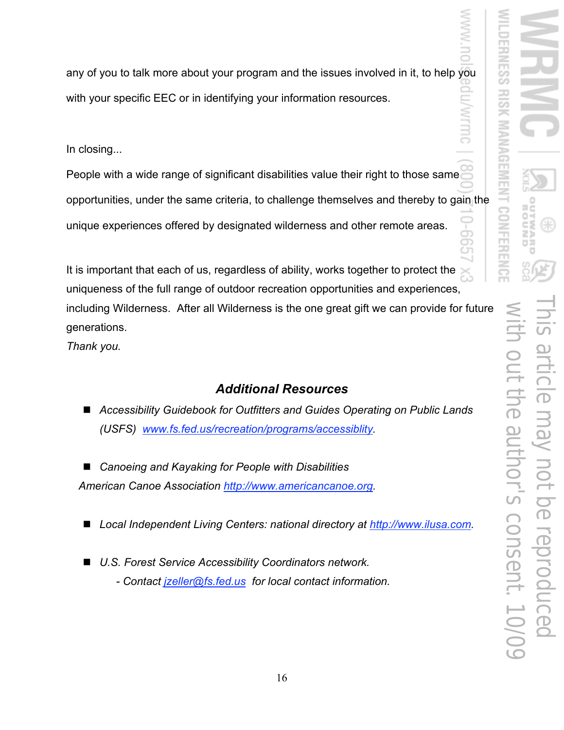any of you to talk more about your program and the issues involved in it, to help you with your specific EEC or in identifying your information resources.

In closing...

People with a wide range of significant disabilities value their right to those same opportunities, under the same criteria, to challenge themselves and thereby to gain the unique experiences offered by designated wilderness and other remote areas.

It is important that each of us, regardless of ability, works together to protect the uniqueness of the full range of outdoor recreation opportunities and experiences, including Wilderness. After all Wilderness is the one great gift we can provide for future generations.

*Thank you.*

## *Additional Resources*

- *Accessibility Guidebook for Outfitters and Guides Operating on Public Lands (USFS)* [www.fs.fed.us/recreation/programs/accessiblity](www.fs.fed.us/recreation/programs/accessiblity).

- *Canoeing and Kayaking for People with Disabilities*
  *American Canoe Association* [http://www.americancanoe.org](http://www.americancanoe.org).

- *Local Independent Living Centers: national directory at* [http://www.ilusa.com](http://www.ilusa.com).

- *U.S. Forest Service Accessibility Coordinators network.*
  - *Contact* [jzeller@fs.fed.us](mailto:jzeller@fs.fed.us) *for local contact information.*